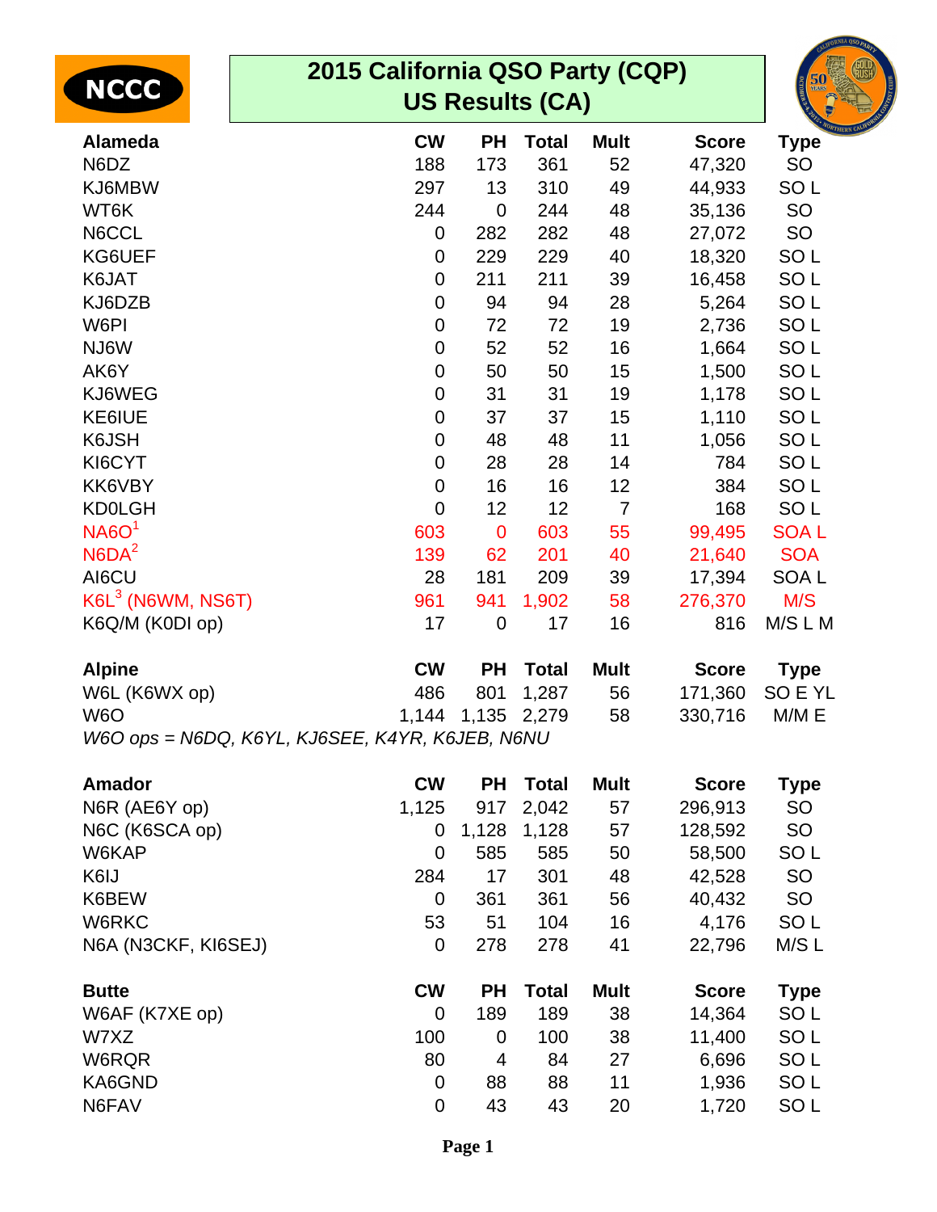NCCC

# 2015 California QSO Party (CQP) US Results (CA)

| Alameda | CW | PH | Total | Mult | Score | Type |
|---|---|---|---|---|---|---|
| N6DZ | 188 | 173 | 361 | 52 | 47,320 | SO |
| KJ6MBW | 297 | 13 | 310 | 49 | 44,933 | SO L |
| WT6K | 244 | 0 | 244 | 48 | 35,136 | SO |
| N6CCL | 0 | 282 | 282 | 48 | 27,072 | SO |
| KG6UEF | 0 | 229 | 229 | 40 | 18,320 | SO L |
| K6JAT | 0 | 211 | 211 | 39 | 16,458 | SO L |
| KJ6DZB | 0 | 94 | 94 | 28 | 5,264 | SO L |
| W6PI | 0 | 72 | 72 | 19 | 2,736 | SO L |
| NJ6W | 0 | 52 | 52 | 16 | 1,664 | SO L |
| AK6Y | 0 | 50 | 50 | 15 | 1,500 | SO L |
| KJ6WEG | 0 | 31 | 31 | 19 | 1,178 | SO L |
| KE6IUE | 0 | 37 | 37 | 15 | 1,110 | SO L |
| K6JSH | 0 | 48 | 48 | 11 | 1,056 | SO L |
| KI6CYT | 0 | 28 | 28 | 14 | 784 | SO L |
| KK6VBY | 0 | 16 | 16 | 12 | 384 | SO L |
| KD0LGH | 0 | 12 | 12 | 7 | 168 | SO L |
| NA6O[1] | 603 | 0 | 603 | 55 | 99,495 | SOA L |
| N6DA[2] | 139 | 62 | 201 | 40 | 21,640 | SOA |
| AI6CU | 28 | 181 | 209 | 39 | 17,394 | SOA L |
| K6L[3] (N6WM, NS6T) | 961 | 941 | 1,902 | 58 | 276,370 | M/S |
| K6Q/M (K0DI op) | 17 | 0 | 17 | 16 | 816 | M/S L M |

| Alpine | CW | PH | Total | Mult | Score | Type |
|---|---|---|---|---|---|---|
| W6L (K6WX op) | 486 | 801 | 1,287 | 56 | 171,360 | SO E YL |
| W6O | 1,144 | 1,135 | 2,279 | 58 | 330,716 | M/M E |

*W6O ops = N6DQ, K6YL, KJ6SEE, K4YR, K6JEB, N6NU*

| Amador | CW | PH | Total | Mult | Score | Type |
|---|---|---|---|---|---|---|
| N6R (AE6Y op) | 1,125 | 917 | 2,042 | 57 | 296,913 | SO |
| N6C (K6SCA op) | 0 | 1,128 | 1,128 | 57 | 128,592 | SO |
| W6KAP | 0 | 585 | 585 | 50 | 58,500 | SO L |
| K6IJ | 284 | 17 | 301 | 48 | 42,528 | SO |
| K6BEW | 0 | 361 | 361 | 56 | 40,432 | SO |
| W6RKC | 53 | 51 | 104 | 16 | 4,176 | SO L |
| N6A (N3CKF, KI6SEJ) | 0 | 278 | 278 | 41 | 22,796 | M/S L |

| Butte | CW | PH | Total | Mult | Score | Type |
|---|---|---|---|---|---|---|
| W6AF (K7XE op) | 0 | 189 | 189 | 38 | 14,364 | SO L |
| W7XZ | 100 | 0 | 100 | 38 | 11,400 | SO L |
| W6RQR | 80 | 4 | 84 | 27 | 6,696 | SO L |
| KA6GND | 0 | 88 | 88 | 11 | 1,936 | SO L |
| N6FAV | 0 | 43 | 43 | 20 | 1,720 | SO L |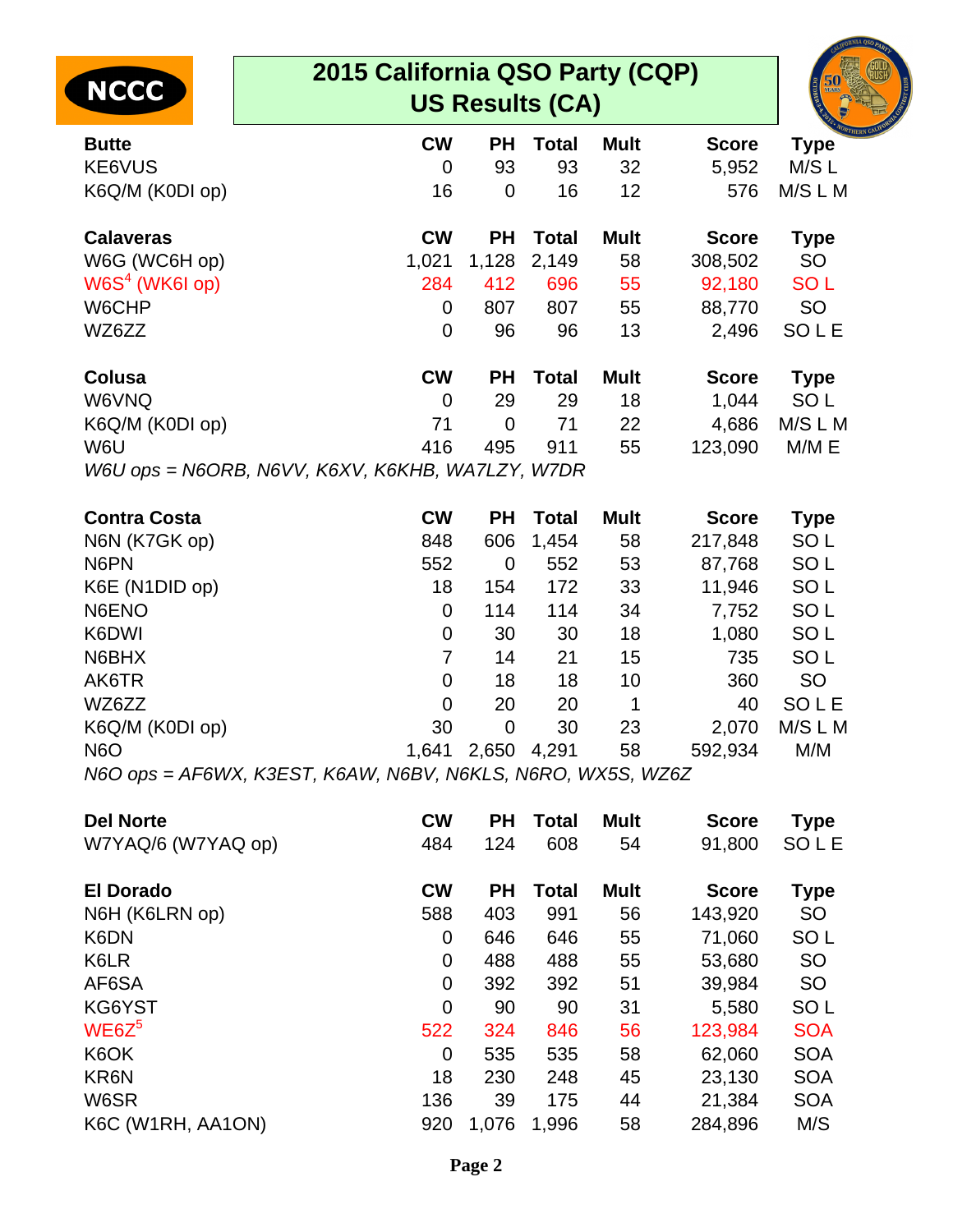# 2015 California QSO Party (CQP)
## US Results (CA)

| Butte | CW | PH | Total | Mult | Score | Type |
|---|---|---|---|---|---|---|
| KE6VUS | 0 | 93 | 93 | 32 | 5,952 | M/S L |
| K6Q/M (K0DI op) | 16 | 0 | 16 | 12 | 576 | M/S L M |

| Calaveras | CW | PH | Total | Mult | Score | Type |
|---|---|---|---|---|---|---|
| W6G (WC6H op) | 1,021 | 1,128 | 2,149 | 58 | 308,502 | SO |
| W6S[4] (WK6I op) | 284 | 412 | 696 | 55 | 92,180 | SO L |
| W6CHP | 0 | 807 | 807 | 55 | 88,770 | SO |
| WZ6ZZ | 0 | 96 | 96 | 13 | 2,496 | SO L E |

| Colusa | CW | PH | Total | Mult | Score | Type |
|---|---|---|---|---|---|---|
| W6VNQ | 0 | 29 | 29 | 18 | 1,044 | SO L |
| K6Q/M (K0DI op) | 71 | 0 | 71 | 22 | 4,686 | M/S L M |
| W6U | 416 | 495 | 911 | 55 | 123,090 | M/M E |

*W6U ops = N6ORB, N6VV, K6XV, K6KHB, WA7LZY, W7DR*

| Contra Costa | CW | PH | Total | Mult | Score | Type |
|---|---|---|---|---|---|---|
| N6N (K7GK op) | 848 | 606 | 1,454 | 58 | 217,848 | SO L |
| N6PN | 552 | 0 | 552 | 53 | 87,768 | SO L |
| K6E (N1DID op) | 18 | 154 | 172 | 33 | 11,946 | SO L |
| N6ENO | 0 | 114 | 114 | 34 | 7,752 | SO L |
| K6DWI | 0 | 30 | 30 | 18 | 1,080 | SO L |
| N6BHX | 7 | 14 | 21 | 15 | 735 | SO L |
| AK6TR | 0 | 18 | 18 | 10 | 360 | SO |
| WZ6ZZ | 0 | 20 | 20 | 1 | 40 | SO L E |
| K6Q/M (K0DI op) | 30 | 0 | 30 | 23 | 2,070 | M/S L M |
| N6O | 1,641 | 2,650 | 4,291 | 58 | 592,934 | M/M |

*N6O ops = AF6WX, K3EST, K6AW, N6BV, N6KLS, N6RO, WX5S, WZ6Z*

| Del Norte | CW | PH | Total | Mult | Score | Type |
|---|---|---|---|---|---|---|
| W7YAQ/6 (W7YAQ op) | 484 | 124 | 608 | 54 | 91,800 | SO L E |

| El Dorado | CW | PH | Total | Mult | Score | Type |
|---|---|---|---|---|---|---|
| N6H (K6LRN op) | 588 | 403 | 991 | 56 | 143,920 | SO |
| K6DN | 0 | 646 | 646 | 55 | 71,060 | SO L |
| K6LR | 0 | 488 | 488 | 55 | 53,680 | SO |
| AF6SA | 0 | 392 | 392 | 51 | 39,984 | SO |
| KG6YST | 0 | 90 | 90 | 31 | 5,580 | SO L |
| WE6Z[5] | 522 | 324 | 846 | 56 | 123,984 | SOA |
| K6OK | 0 | 535 | 535 | 58 | 62,060 | SOA |
| KR6N | 18 | 230 | 248 | 45 | 23,130 | SOA |
| W6SR | 136 | 39 | 175 | 44 | 21,384 | SOA |
| K6C (W1RH, AA1ON) | 920 | 1,076 | 1,996 | 58 | 284,896 | M/S |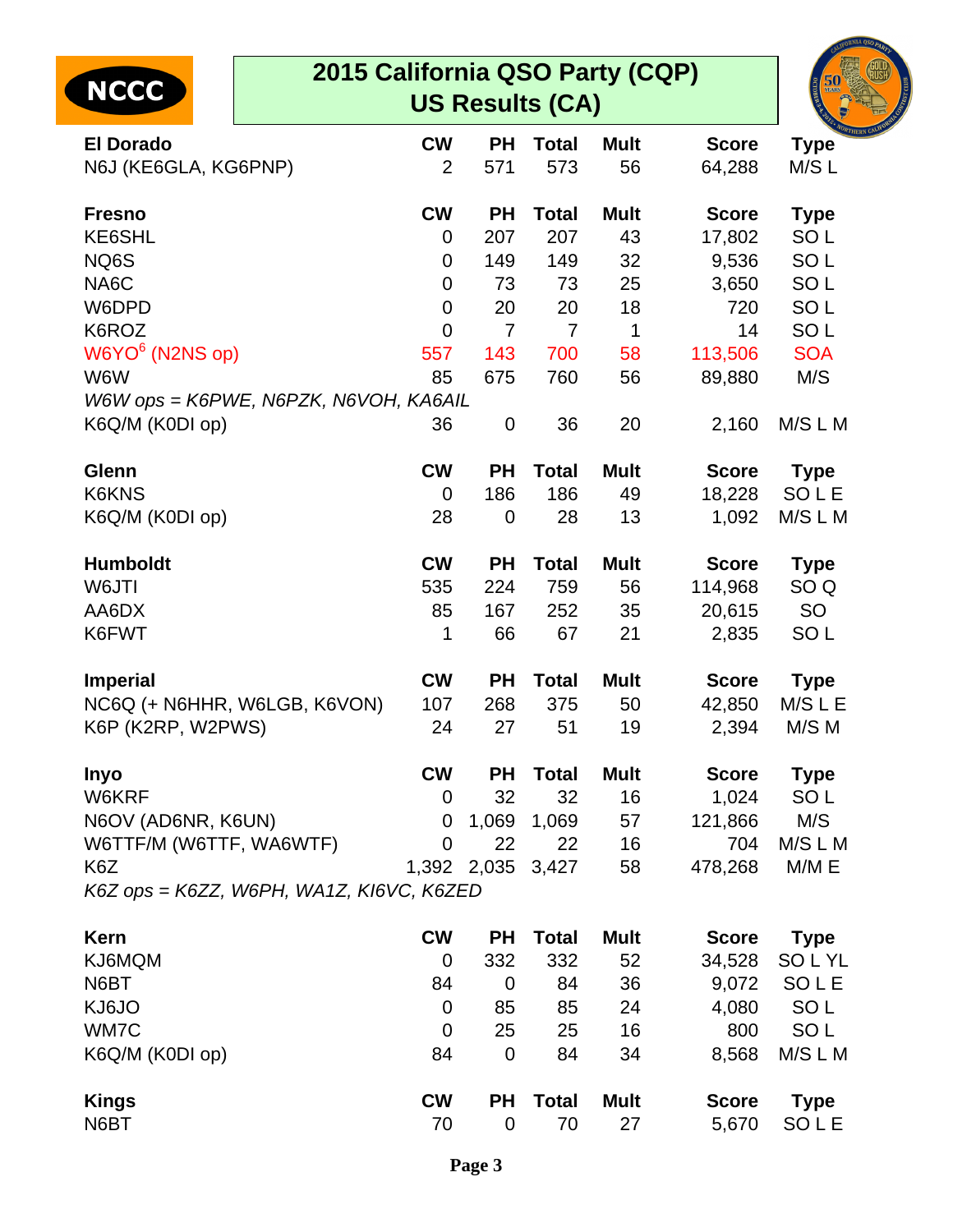# 2015 California QSO Party (CQP) US Results (CA)

| El Dorado | CW | PH | Total | Mult | Score | Type |
|---|---|---|---|---|---|---|
| N6J (KE6GLA, KG6PNP) | 2 | 571 | 573 | 56 | 64,288 | M/S L |

| Fresno | CW | PH | Total | Mult | Score | Type |
|---|---|---|---|---|---|---|
| KE6SHL | 0 | 207 | 207 | 43 | 17,802 | SO L |
| NQ6S | 0 | 149 | 149 | 32 | 9,536 | SO L |
| NA6C | 0 | 73 | 73 | 25 | 3,650 | SO L |
| W6DPD | 0 | 20 | 20 | 18 | 720 | SO L |
| K6ROZ | 0 | 7 | 7 | 1 | 14 | SO L |
| W6YO[6] (N2NS op) | 557 | 143 | 700 | 58 | 113,506 | SOA |
| W6W | 85 | 675 | 760 | 56 | 89,880 | M/S |
| *W6W ops = K6PWE, N6PZK, N6VOH, KA6AIL* | | | | | | |
| K6Q/M (K0DI op) | 36 | 0 | 36 | 20 | 2,160 | M/S L M |

| Glenn | CW | PH | Total | Mult | Score | Type |
|---|---|---|---|---|---|---|
| K6KNS | 0 | 186 | 186 | 49 | 18,228 | SO L E |
| K6Q/M (K0DI op) | 28 | 0 | 28 | 13 | 1,092 | M/S L M |

| Humboldt | CW | PH | Total | Mult | Score | Type |
|---|---|---|---|---|---|---|
| W6JTI | 535 | 224 | 759 | 56 | 114,968 | SO Q |
| AA6DX | 85 | 167 | 252 | 35 | 20,615 | SO |
| K6FWT | 1 | 66 | 67 | 21 | 2,835 | SO L |

| Imperial | CW | PH | Total | Mult | Score | Type |
|---|---|---|---|---|---|---|
| NC6Q (+ N6HHR, W6LGB, K6VON) | 107 | 268 | 375 | 50 | 42,850 | M/S L E |
| K6P (K2RP, W2PWS) | 24 | 27 | 51 | 19 | 2,394 | M/S M |

| Inyo | CW | PH | Total | Mult | Score | Type |
|---|---|---|---|---|---|---|
| W6KRF | 0 | 32 | 32 | 16 | 1,024 | SO L |
| N6OV (AD6NR, K6UN) | 0 | 1,069 | 1,069 | 57 | 121,866 | M/S |
| W6TTF/M (W6TTF, WA6WTF) | 0 | 22 | 22 | 16 | 704 | M/S L M |
| K6Z | 1,392 | 2,035 | 3,427 | 58 | 478,268 | M/M E |
| *K6Z ops = K6ZZ, W6PH, WA1Z, KI6VC, K6ZED* | | | | | | |

| Kern | CW | PH | Total | Mult | Score | Type |
|---|---|---|---|---|---|---|
| KJ6MQM | 0 | 332 | 332 | 52 | 34,528 | SO L YL |
| N6BT | 84 | 0 | 84 | 36 | 9,072 | SO L E |
| KJ6JO | 0 | 85 | 85 | 24 | 4,080 | SO L |
| WM7C | 0 | 25 | 25 | 16 | 800 | SO L |
| K6Q/M (K0DI op) | 84 | 0 | 84 | 34 | 8,568 | M/S L M |

| Kings | CW | PH | Total | Mult | Score | Type |
|---|---|---|---|---|---|---|
| N6BT | 70 | 0 | 70 | 27 | 5,670 | SO L E |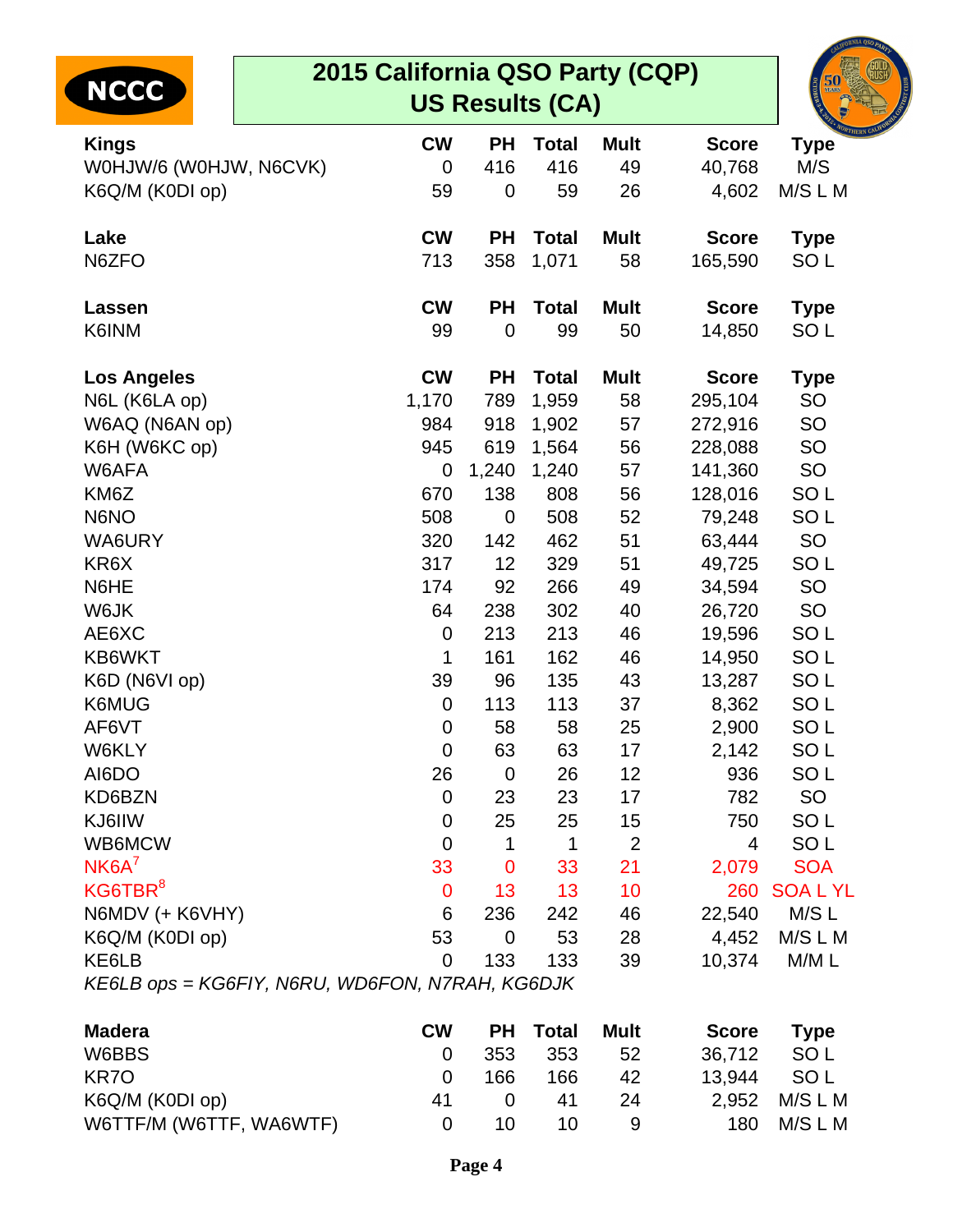# 2015 California QSO Party (CQP)
## US Results (CA)

| Kings | CW | PH | Total | Mult | Score | Type |
|---|---|---|---|---|---|---|
| W0HJW/6 (W0HJW, N6CVK) | 0 | 416 | 416 | 49 | 40,768 | M/S |
| K6Q/M (K0DI op) | 59 | 0 | 59 | 26 | 4,602 | M/S L M |

| Lake | CW | PH | Total | Mult | Score | Type |
|---|---|---|---|---|---|---|
| N6ZFO | 713 | 358 | 1,071 | 58 | 165,590 | SO L |

| Lassen | CW | PH | Total | Mult | Score | Type |
|---|---|---|---|---|---|---|
| K6INM | 99 | 0 | 99 | 50 | 14,850 | SO L |

| Los Angeles | CW | PH | Total | Mult | Score | Type |
|---|---|---|---|---|---|---|
| N6L (K6LA op) | 1,170 | 789 | 1,959 | 58 | 295,104 | SO |
| W6AQ (N6AN op) | 984 | 918 | 1,902 | 57 | 272,916 | SO |
| K6H (W6KC op) | 945 | 619 | 1,564 | 56 | 228,088 | SO |
| W6AFA | 0 | 1,240 | 1,240 | 57 | 141,360 | SO |
| KM6Z | 670 | 138 | 808 | 56 | 128,016 | SO L |
| N6NO | 508 | 0 | 508 | 52 | 79,248 | SO L |
| WA6URY | 320 | 142 | 462 | 51 | 63,444 | SO |
| KR6X | 317 | 12 | 329 | 51 | 49,725 | SO L |
| N6HE | 174 | 92 | 266 | 49 | 34,594 | SO |
| W6JK | 64 | 238 | 302 | 40 | 26,720 | SO |
| AE6XC | 0 | 213 | 213 | 46 | 19,596 | SO L |
| KB6WKT | 1 | 161 | 162 | 46 | 14,950 | SO L |
| K6D (N6VI op) | 39 | 96 | 135 | 43 | 13,287 | SO L |
| K6MUG | 0 | 113 | 113 | 37 | 8,362 | SO L |
| AF6VT | 0 | 58 | 58 | 25 | 2,900 | SO L |
| W6KLY | 0 | 63 | 63 | 17 | 2,142 | SO L |
| AI6DO | 26 | 0 | 26 | 12 | 936 | SO L |
| KD6BZN | 0 | 23 | 23 | 17 | 782 | SO |
| KJ6IIW | 0 | 25 | 25 | 15 | 750 | SO L |
| WB6MCW | 0 | 1 | 1 | 2 | 4 | SO L |
| NK6A[7] | 33 | 0 | 33 | 21 | 2,079 | SOA |
| KG6TBR[8] | 0 | 13 | 13 | 10 | 260 | SOA L YL |
| N6MDV (+ K6VHY) | 6 | 236 | 242 | 46 | 22,540 | M/S L |
| K6Q/M (K0DI op) | 53 | 0 | 53 | 28 | 4,452 | M/S L M |
| KE6LB | 0 | 133 | 133 | 39 | 10,374 | M/M L |

*KE6LB ops = KG6FIY, N6RU, WD6FON, N7RAH, KG6DJK*

| Madera | CW | PH | Total | Mult | Score | Type |
|---|---|---|---|---|---|---|
| W6BBS | 0 | 353 | 353 | 52 | 36,712 | SO L |
| KR7O | 0 | 166 | 166 | 42 | 13,944 | SO L |
| K6Q/M (K0DI op) | 41 | 0 | 41 | 24 | 2,952 | M/S L M |
| W6TTF/M (W6TTF, WA6WTF) | 0 | 10 | 10 | 9 | 180 | M/S L M |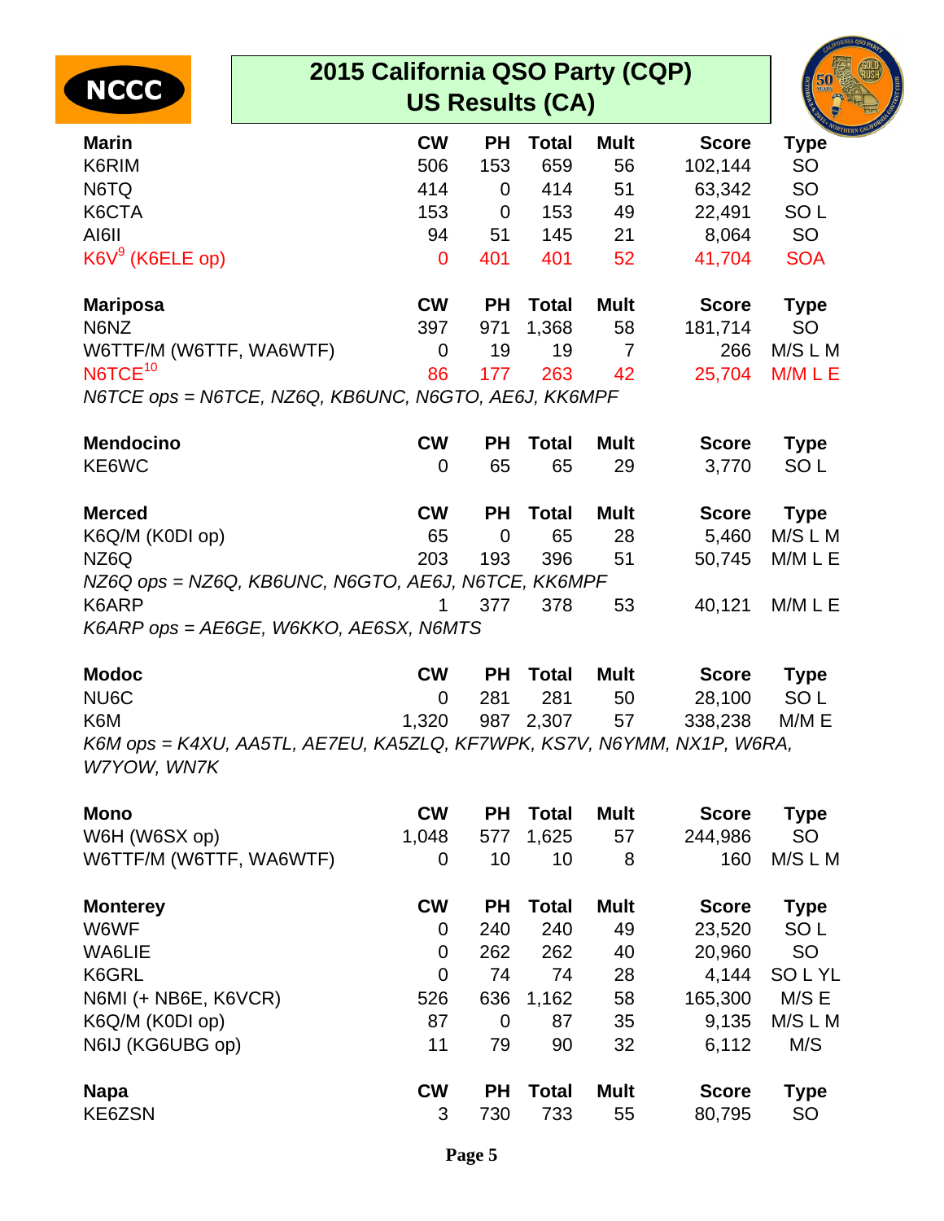# 2015 California QSO Party (CQP)
## US Results (CA)

| Marin | CW | PH | Total | Mult | Score | Type |
|---|---|---|---|---|---|---|
| K6RIM | 506 | 153 | 659 | 56 | 102,144 | SO |
| N6TQ | 414 | 0 | 414 | 51 | 63,342 | SO |
| K6CTA | 153 | 0 | 153 | 49 | 22,491 | SO L |
| AI6II | 94 | 51 | 145 | 21 | 8,064 | SO |
| K6V[9] (K6ELE op) | 0 | 401 | 401 | 52 | 41,704 | SOA |

| Mariposa | CW | PH | Total | Mult | Score | Type |
|---|---|---|---|---|---|---|
| N6NZ | 397 | 971 | 1,368 | 58 | 181,714 | SO |
| W6TTF/M (W6TTF, WA6WTF) | 0 | 19 | 19 | 7 | 266 | M/S L M |
| N6TCE[10] | 86 | 177 | 263 | 42 | 25,704 | M/M L E |

*N6TCE ops = N6TCE, NZ6Q, KB6UNC, N6GTO, AE6J, KK6MPF*

| Mendocino | CW | PH | Total | Mult | Score | Type |
|---|---|---|---|---|---|---|
| KE6WC | 0 | 65 | 65 | 29 | 3,770 | SO L |

| Merced | CW | PH | Total | Mult | Score | Type |
|---|---|---|---|---|---|---|
| K6Q/M (K0DI op) | 65 | 0 | 65 | 28 | 5,460 | M/S L M |
| NZ6Q | 203 | 193 | 396 | 51 | 50,745 | M/M L E |
| K6ARP | 1 | 377 | 378 | 53 | 40,121 | M/M L E |

*NZ6Q ops = NZ6Q, KB6UNC, N6GTO, AE6J, N6TCE, KK6MPF*

*K6ARP ops = AE6GE, W6KKO, AE6SX, N6MTS*

| Modoc | CW | PH | Total | Mult | Score | Type |
|---|---|---|---|---|---|---|
| NU6C | 0 | 281 | 281 | 50 | 28,100 | SO L |
| K6M | 1,320 | 987 | 2,307 | 57 | 338,238 | M/M E |

*K6M ops = K4XU, AA5TL, AE7EU, KA5ZLQ, KF7WPK, KS7V, N6YMM, NX1P, W6RA, W7YOW, WN7K*

| Mono | CW | PH | Total | Mult | Score | Type |
|---|---|---|---|---|---|---|
| W6H (W6SX op) | 1,048 | 577 | 1,625 | 57 | 244,986 | SO |
| W6TTF/M (W6TTF, WA6WTF) | 0 | 10 | 10 | 8 | 160 | M/S L M |

| Monterey | CW | PH | Total | Mult | Score | Type |
|---|---|---|---|---|---|---|
| W6WF | 0 | 240 | 240 | 49 | 23,520 | SO L |
| WA6LIE | 0 | 262 | 262 | 40 | 20,960 | SO |
| K6GRL | 0 | 74 | 74 | 28 | 4,144 | SO L YL |
| N6MI (+ NB6E, K6VCR) | 526 | 636 | 1,162 | 58 | 165,300 | M/S E |
| K6Q/M (K0DI op) | 87 | 0 | 87 | 35 | 9,135 | M/S L M |
| N6IJ (KG6UBG op) | 11 | 79 | 90 | 32 | 6,112 | M/S |

| Napa | CW | PH | Total | Mult | Score | Type |
|---|---|---|---|---|---|---|
| KE6ZSN | 3 | 730 | 733 | 55 | 80,795 | SO |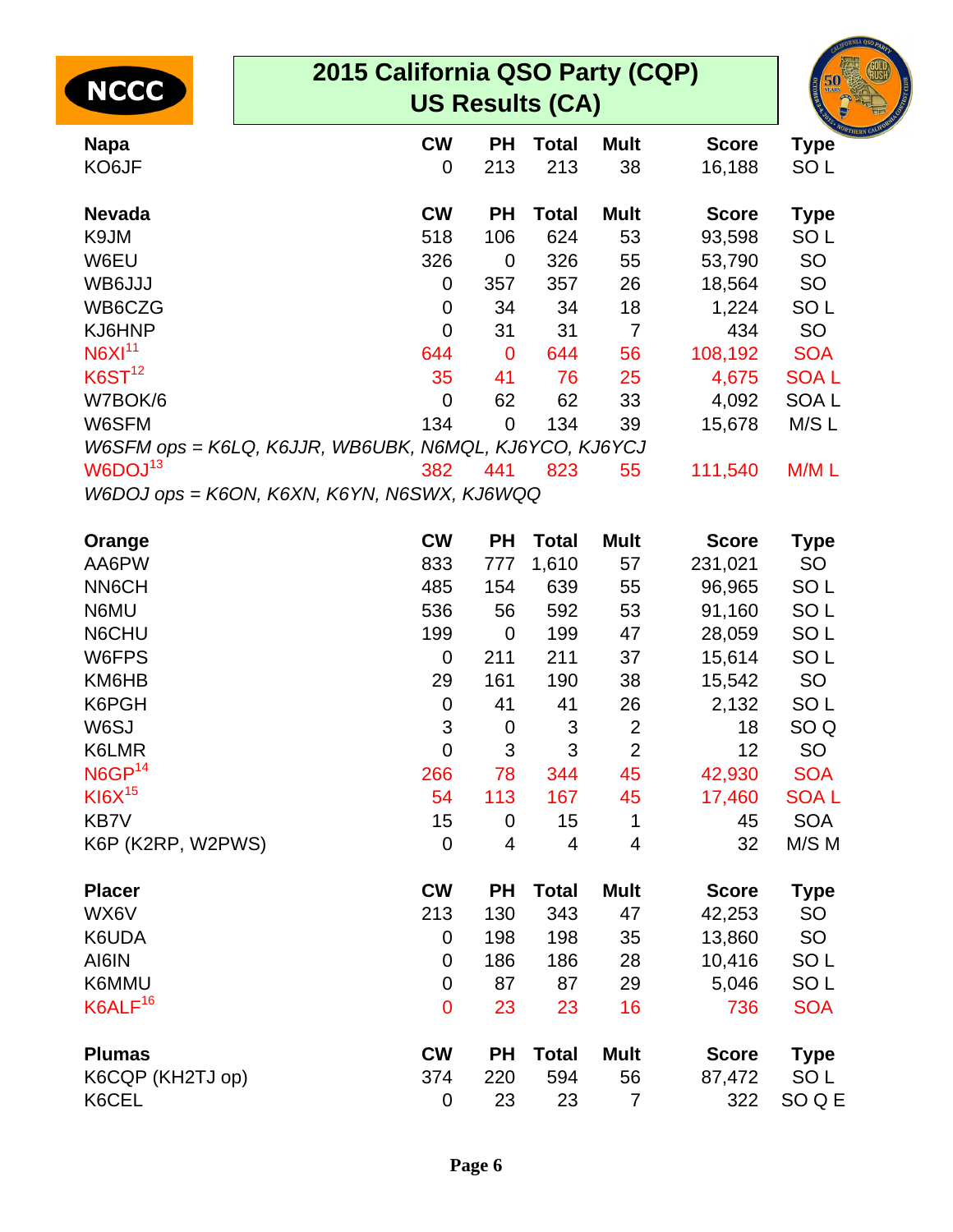# 2015 California QSO Party (CQP)
## US Results (CA)

| Napa | CW | PH | Total | Mult | Score | Type |
|---|---|---|---|---|---|---|
| KO6JF | 0 | 213 | 213 | 38 | 16,188 | SO L |

| Nevada | CW | PH | Total | Mult | Score | Type |
|---|---|---|---|---|---|---|
| K9JM | 518 | 106 | 624 | 53 | 93,598 | SO L |
| W6EU | 326 | 0 | 326 | 55 | 53,790 | SO |
| WB6JJJ | 0 | 357 | 357 | 26 | 18,564 | SO |
| WB6CZG | 0 | 34 | 34 | 18 | 1,224 | SO L |
| KJ6HNP | 0 | 31 | 31 | 7 | 434 | SO |
| N6XI[11] | 644 | 0 | 644 | 56 | 108,192 | SOA |
| K6ST[12] | 35 | 41 | 76 | 25 | 4,675 | SOA L |
| W7BOK/6 | 0 | 62 | 62 | 33 | 4,092 | SOA L |
| W6SFM | 134 | 0 | 134 | 39 | 15,678 | M/S L |
| *W6SFM ops = K6LQ, K6JJR, WB6UBK, N6MQL, KJ6YCO, KJ6YCJ* | | | | | | |
| W6DOJ[13] | 382 | 441 | 823 | 55 | 111,540 | M/M L |
| *W6DOJ ops = K6ON, K6XN, K6YN, N6SWX, KJ6WQQ* | | | | | | |

| Orange | CW | PH | Total | Mult | Score | Type |
|---|---|---|---|---|---|---|
| AA6PW | 833 | 777 | 1,610 | 57 | 231,021 | SO |
| NN6CH | 485 | 154 | 639 | 55 | 96,965 | SO L |
| N6MU | 536 | 56 | 592 | 53 | 91,160 | SO L |
| N6CHU | 199 | 0 | 199 | 47 | 28,059 | SO L |
| W6FPS | 0 | 211 | 211 | 37 | 15,614 | SO L |
| KM6HB | 29 | 161 | 190 | 38 | 15,542 | SO |
| K6PGH | 0 | 41 | 41 | 26 | 2,132 | SO L |
| W6SJ | 3 | 0 | 3 | 2 | 18 | SO Q |
| K6LMR | 0 | 3 | 3 | 2 | 12 | SO |
| N6GP[14] | 266 | 78 | 344 | 45 | 42,930 | SOA |
| KI6X[15] | 54 | 113 | 167 | 45 | 17,460 | SOA L |
| KB7V | 15 | 0 | 15 | 1 | 45 | SOA |
| K6P (K2RP, W2PWS) | 0 | 4 | 4 | 4 | 32 | M/S M |

| Placer | CW | PH | Total | Mult | Score | Type |
|---|---|---|---|---|---|---|
| WX6V | 213 | 130 | 343 | 47 | 42,253 | SO |
| K6UDA | 0 | 198 | 198 | 35 | 13,860 | SO |
| AI6IN | 0 | 186 | 186 | 28 | 10,416 | SO L |
| K6MMU | 0 | 87 | 87 | 29 | 5,046 | SO L |
| K6ALF[16] | 0 | 23 | 23 | 16 | 736 | SOA |

| Plumas | CW | PH | Total | Mult | Score | Type |
|---|---|---|---|---|---|---|
| K6CQP (KH2TJ op) | 374 | 220 | 594 | 56 | 87,472 | SO L |
| K6CEL | 0 | 23 | 23 | 7 | 322 | SO Q E |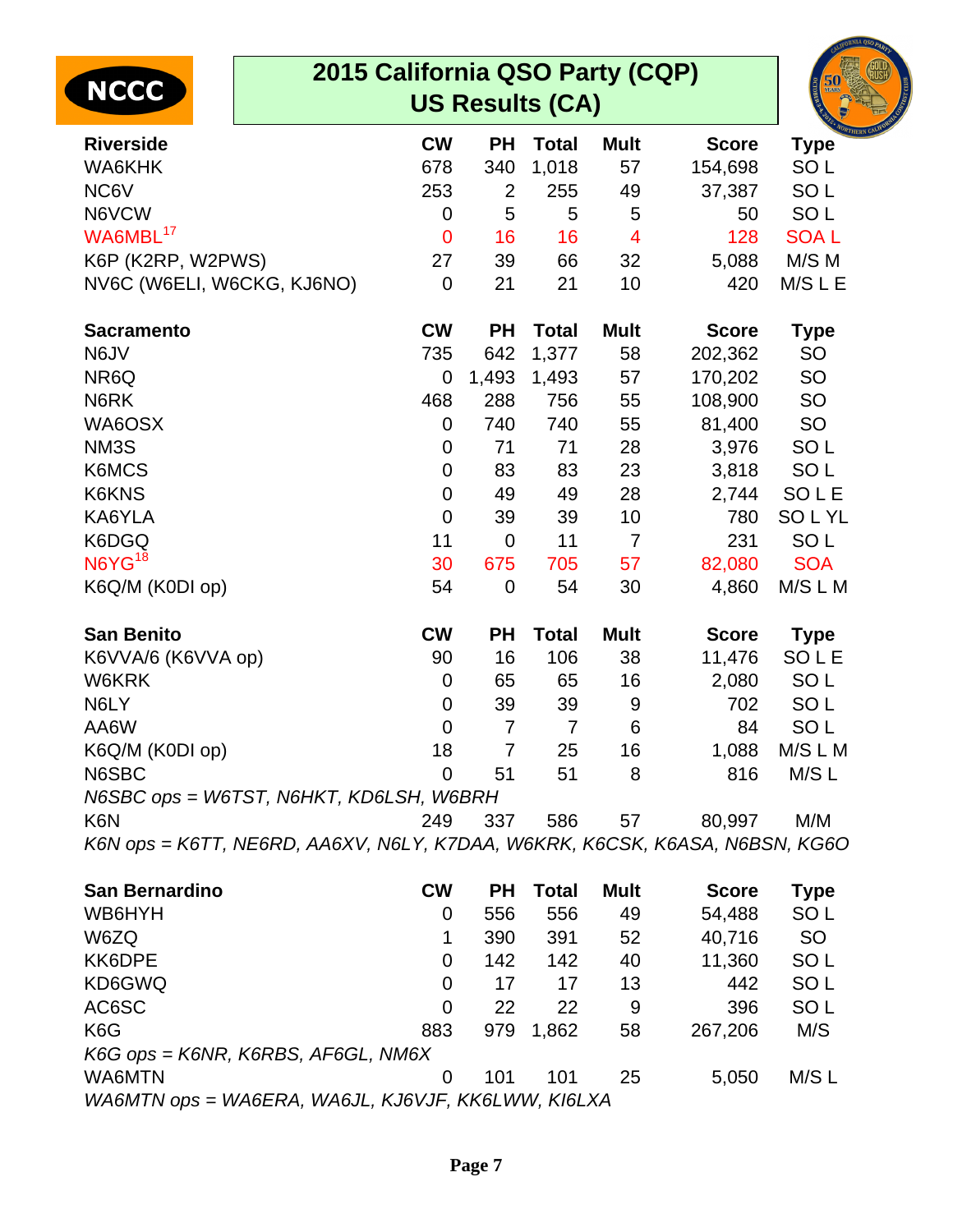# 2015 California QSO Party (CQP)
## US Results (CA)

| Riverside | CW | PH | Total | Mult | Score | Type |
|---|---|---|---|---|---|---|
| WA6KHK | 678 | 340 | 1,018 | 57 | 154,698 | SO L |
| NC6V | 253 | 2 | 255 | 49 | 37,387 | SO L |
| N6VCW | 0 | 5 | 5 | 5 | 50 | SO L |
| WA6MBL[17] | 0 | 16 | 16 | 4 | 128 | SOA L |
| K6P (K2RP, W2PWS) | 27 | 39 | 66 | 32 | 5,088 | M/S M |
| NV6C (W6ELI, W6CKG, KJ6NO) | 0 | 21 | 21 | 10 | 420 | M/S L E |

| Sacramento | CW | PH | Total | Mult | Score | Type |
|---|---|---|---|---|---|---|
| N6JV | 735 | 642 | 1,377 | 58 | 202,362 | SO |
| NR6Q | 0 | 1,493 | 1,493 | 57 | 170,202 | SO |
| N6RK | 468 | 288 | 756 | 55 | 108,900 | SO |
| WA6OSX | 0 | 740 | 740 | 55 | 81,400 | SO |
| NM3S | 0 | 71 | 71 | 28 | 3,976 | SO L |
| K6MCS | 0 | 83 | 83 | 23 | 3,818 | SO L |
| K6KNS | 0 | 49 | 49 | 28 | 2,744 | SO L E |
| KA6YLA | 0 | 39 | 39 | 10 | 780 | SO L YL |
| K6DGQ | 11 | 0 | 11 | 7 | 231 | SO L |
| N6YG[18] | 30 | 675 | 705 | 57 | 82,080 | SOA |
| K6Q/M (K0DI op) | 54 | 0 | 54 | 30 | 4,860 | M/S L M |

| San Benito | CW | PH | Total | Mult | Score | Type |
|---|---|---|---|---|---|---|
| K6VVA/6 (K6VVA op) | 90 | 16 | 106 | 38 | 11,476 | SO L E |
| W6KRK | 0 | 65 | 65 | 16 | 2,080 | SO L |
| N6LY | 0 | 39 | 39 | 9 | 702 | SO L |
| AA6W | 0 | 7 | 7 | 6 | 84 | SO L |
| K6Q/M (K0DI op) | 18 | 7 | 25 | 16 | 1,088 | M/S L M |
| N6SBC | 0 | 51 | 51 | 8 | 816 | M/S L |
| *N6SBC ops = W6TST, N6HKT, KD6LSH, W6BRH* | | | | | | |
| K6N | 249 | 337 | 586 | 57 | 80,997 | M/M |
| *K6N ops = K6TT, NE6RD, AA6XV, N6LY, K7DAA, W6KRK, K6CSK, K6ASA, N6BSN, KG6O* | | | | | | |

| San Bernardino | CW | PH | Total | Mult | Score | Type |
|---|---|---|---|---|---|---|
| WB6HYH | 0 | 556 | 556 | 49 | 54,488 | SO L |
| W6ZQ | 1 | 390 | 391 | 52 | 40,716 | SO |
| KK6DPE | 0 | 142 | 142 | 40 | 11,360 | SO L |
| KD6GWQ | 0 | 17 | 17 | 13 | 442 | SO L |
| AC6SC | 0 | 22 | 22 | 9 | 396 | SO L |
| K6G | 883 | 979 | 1,862 | 58 | 267,206 | M/S |
| *K6G ops = K6NR, K6RBS, AF6GL, NM6X* | | | | | | |
| WA6MTN | 0 | 101 | 101 | 25 | 5,050 | M/S L |
| *WA6MTN ops = WA6ERA, WA6JL, KJ6VJF, KK6LWW, KI6LXA* | | | | | | |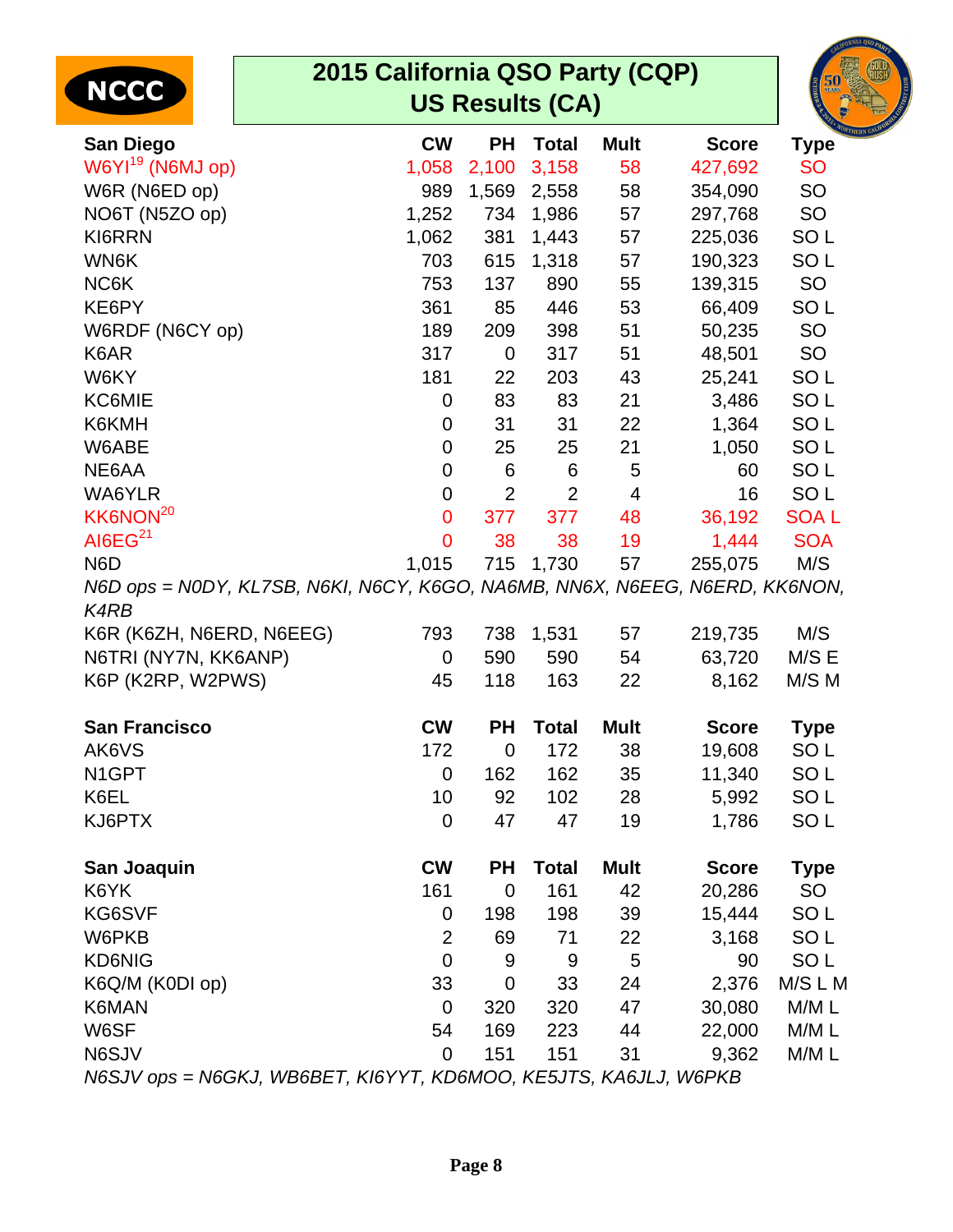# 2015 California QSO Party (CQP)
## US Results (CA)

| San Diego | CW | PH | Total | Mult | Score | Type |
|---|---|---|---|---|---|---|
| W6YI[19] (N6MJ op) | 1,058 | 2,100 | 3,158 | 58 | 427,692 | SO |
| W6R (N6ED op) | 989 | 1,569 | 2,558 | 58 | 354,090 | SO |
| NO6T (N5ZO op) | 1,252 | 734 | 1,986 | 57 | 297,768 | SO |
| KI6RRN | 1,062 | 381 | 1,443 | 57 | 225,036 | SO L |
| WN6K | 703 | 615 | 1,318 | 57 | 190,323 | SO L |
| NC6K | 753 | 137 | 890 | 55 | 139,315 | SO |
| KE6PY | 361 | 85 | 446 | 53 | 66,409 | SO L |
| W6RDF (N6CY op) | 189 | 209 | 398 | 51 | 50,235 | SO |
| K6AR | 317 | 0 | 317 | 51 | 48,501 | SO |
| W6KY | 181 | 22 | 203 | 43 | 25,241 | SO L |
| KC6MIE | 0 | 83 | 83 | 21 | 3,486 | SO L |
| K6KMH | 0 | 31 | 31 | 22 | 1,364 | SO L |
| W6ABE | 0 | 25 | 25 | 21 | 1,050 | SO L |
| NE6AA | 0 | 6 | 6 | 5 | 60 | SO L |
| WA6YLR | 0 | 2 | 2 | 4 | 16 | SO L |
| KK6NON[20] | 0 | 377 | 377 | 48 | 36,192 | SOA L |
| AI6EG[21] | 0 | 38 | 38 | 19 | 1,444 | SOA |
| N6D | 1,015 | 715 | 1,730 | 57 | 255,075 | M/S |

*N6D ops = N0DY, KL7SB, N6KI, N6CY, K6GO, NA6MB, NN6X, N6EEG, N6ERD, KK6NON, K4RB*

| San Diego (cont.) | CW | PH | Total | Mult | Score | Type |
|---|---|---|---|---|---|---|
| K6R (K6ZH, N6ERD, N6EEG) | 793 | 738 | 1,531 | 57 | 219,735 | M/S |
| N6TRI (NY7N, KK6ANP) | 0 | 590 | 590 | 54 | 63,720 | M/S E |
| K6P (K2RP, W2PWS) | 45 | 118 | 163 | 22 | 8,162 | M/S M |

| San Francisco | CW | PH | Total | Mult | Score | Type |
|---|---|---|---|---|---|---|
| AK6VS | 172 | 0 | 172 | 38 | 19,608 | SO L |
| N1GPT | 0 | 162 | 162 | 35 | 11,340 | SO L |
| K6EL | 10 | 92 | 102 | 28 | 5,992 | SO L |
| KJ6PTX | 0 | 47 | 47 | 19 | 1,786 | SO L |

| San Joaquin | CW | PH | Total | Mult | Score | Type |
|---|---|---|---|---|---|---|
| K6YK | 161 | 0 | 161 | 42 | 20,286 | SO |
| KG6SVF | 0 | 198 | 198 | 39 | 15,444 | SO L |
| W6PKB | 2 | 69 | 71 | 22 | 3,168 | SO L |
| KD6NIG | 0 | 9 | 9 | 5 | 90 | SO L |
| K6Q/M (K0DI op) | 33 | 0 | 33 | 24 | 2,376 | M/S L M |
| K6MAN | 0 | 320 | 320 | 47 | 30,080 | M/M L |
| W6SF | 54 | 169 | 223 | 44 | 22,000 | M/M L |
| N6SJV | 0 | 151 | 151 | 31 | 9,362 | M/M L |

*N6SJV ops = N6GKJ, WB6BET, KI6YYT, KD6MOO, KE5JTS, KA6JLJ, W6PKB*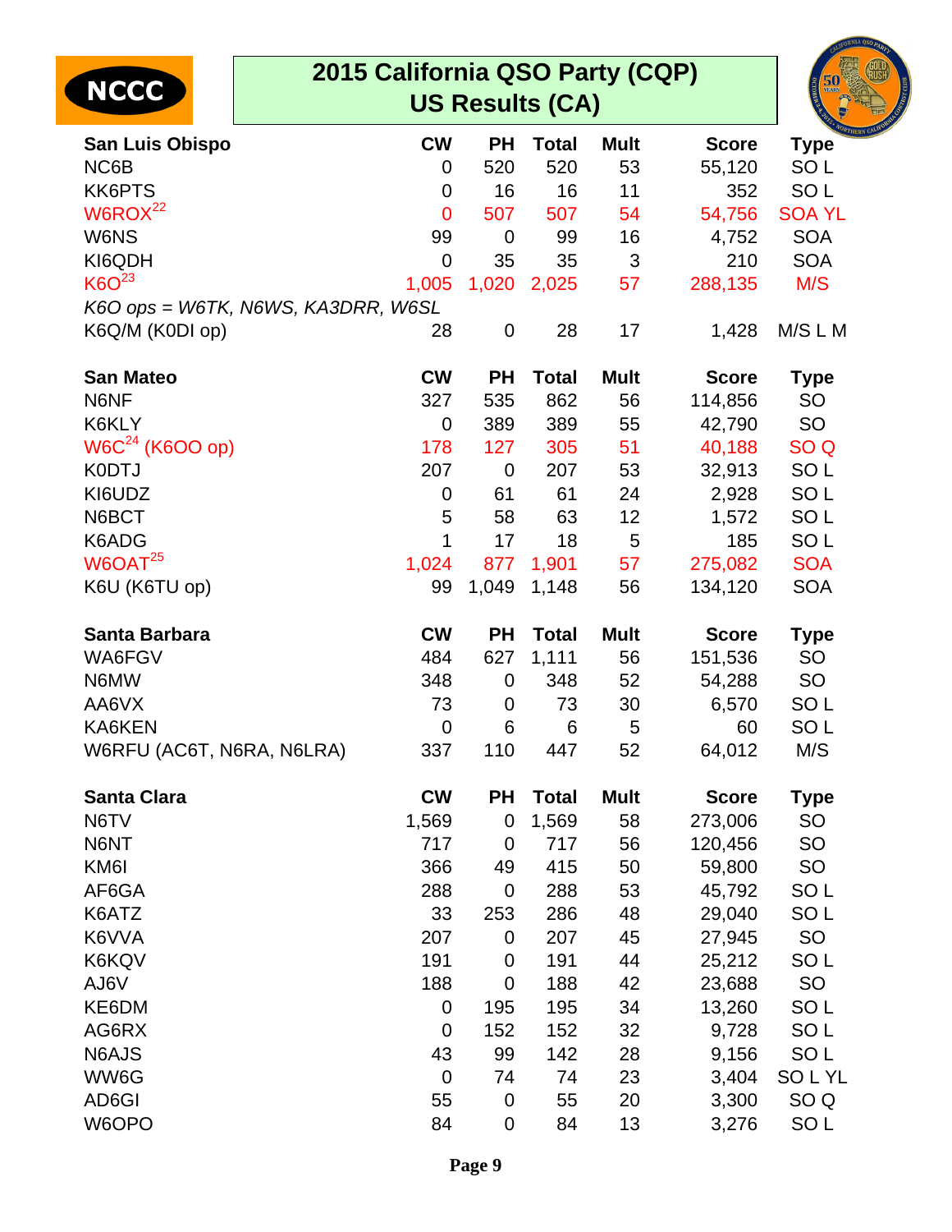# 2015 California QSO Party (CQP)
## US Results (CA)

| San Luis Obispo | CW | PH | Total | Mult | Score | Type |
|---|---|---|---|---|---|---|
| NC6B | 0 | 520 | 520 | 53 | 55,120 | SO L |
| KK6PTS | 0 | 16 | 16 | 11 | 352 | SO L |
| W6ROX[22] | 0 | 507 | 507 | 54 | 54,756 | SOA YL |
| W6NS | 99 | 0 | 99 | 16 | 4,752 | SOA |
| KI6QDH | 0 | 35 | 35 | 3 | 210 | SOA |
| K6O[23] | 1,005 | 1,020 | 2,025 | 57 | 288,135 | M/S |
| *K6O ops = W6TK, N6WS, KA3DRR, W6SL* | | | | | | |
| K6Q/M (K0DI op) | 28 | 0 | 28 | 17 | 1,428 | M/S L M |

| San Mateo | CW | PH | Total | Mult | Score | Type |
|---|---|---|---|---|---|---|
| N6NF | 327 | 535 | 862 | 56 | 114,856 | SO |
| K6KLY | 0 | 389 | 389 | 55 | 42,790 | SO |
| W6C[24] (K6OO op) | 178 | 127 | 305 | 51 | 40,188 | SO Q |
| K0DTJ | 207 | 0 | 207 | 53 | 32,913 | SO L |
| KI6UDZ | 0 | 61 | 61 | 24 | 2,928 | SO L |
| N6BCT | 5 | 58 | 63 | 12 | 1,572 | SO L |
| K6ADG | 1 | 17 | 18 | 5 | 185 | SO L |
| W6OAT[25] | 1,024 | 877 | 1,901 | 57 | 275,082 | SOA |
| K6U (K6TU op) | 99 | 1,049 | 1,148 | 56 | 134,120 | SOA |

| Santa Barbara | CW | PH | Total | Mult | Score | Type |
|---|---|---|---|---|---|---|
| WA6FGV | 484 | 627 | 1,111 | 56 | 151,536 | SO |
| N6MW | 348 | 0 | 348 | 52 | 54,288 | SO |
| AA6VX | 73 | 0 | 73 | 30 | 6,570 | SO L |
| KA6KEN | 0 | 6 | 6 | 5 | 60 | SO L |
| W6RFU (AC6T, N6RA, N6LRA) | 337 | 110 | 447 | 52 | 64,012 | M/S |

| Santa Clara | CW | PH | Total | Mult | Score | Type |
|---|---|---|---|---|---|---|
| N6TV | 1,569 | 0 | 1,569 | 58 | 273,006 | SO |
| N6NT | 717 | 0 | 717 | 56 | 120,456 | SO |
| KM6I | 366 | 49 | 415 | 50 | 59,800 | SO |
| AF6GA | 288 | 0 | 288 | 53 | 45,792 | SO L |
| K6ATZ | 33 | 253 | 286 | 48 | 29,040 | SO L |
| K6VVA | 207 | 0 | 207 | 45 | 27,945 | SO |
| K6KQV | 191 | 0 | 191 | 44 | 25,212 | SO L |
| AJ6V | 188 | 0 | 188 | 42 | 23,688 | SO |
| KE6DM | 0 | 195 | 195 | 34 | 13,260 | SO L |
| AG6RX | 0 | 152 | 152 | 32 | 9,728 | SO L |
| N6AJS | 43 | 99 | 142 | 28 | 9,156 | SO L |
| WW6G | 0 | 74 | 74 | 23 | 3,404 | SO L YL |
| AD6GI | 55 | 0 | 55 | 20 | 3,300 | SO Q |
| W6OPO | 84 | 0 | 84 | 13 | 3,276 | SO L |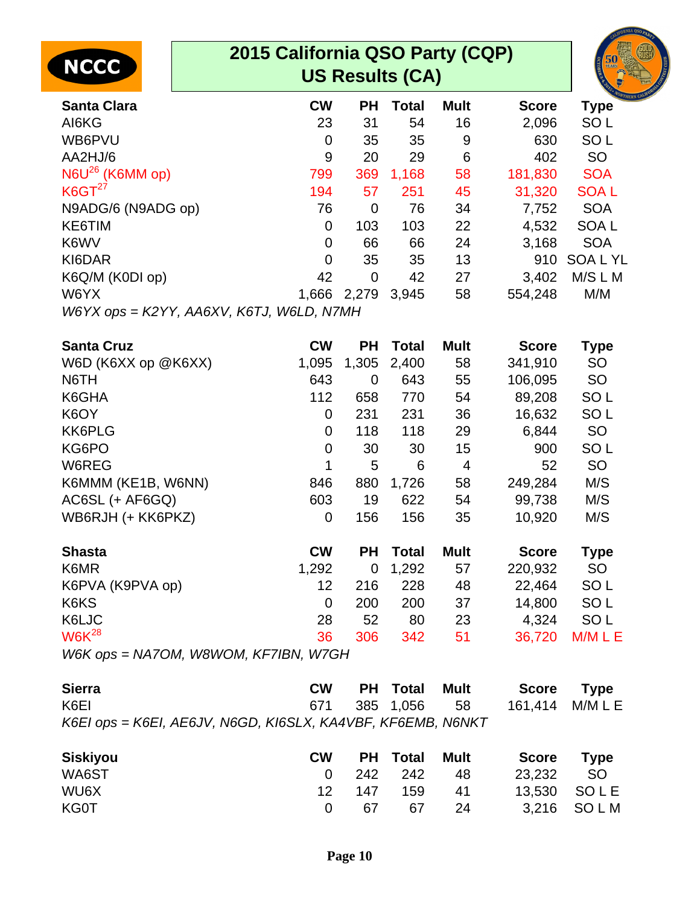# 2015 California QSO Party (CQP)
## US Results (CA)

| Santa Clara | CW | PH | Total | Mult | Score | Type |
|---|---|---|---|---|---|---|
| AI6KG | 23 | 31 | 54 | 16 | 2,096 | SO L |
| WB6PVU | 0 | 35 | 35 | 9 | 630 | SO L |
| AA2HJ/6 | 9 | 20 | 29 | 6 | 402 | SO |
| N6U[26] (K6MM op) | 799 | 369 | 1,168 | 58 | 181,830 | SOA |
| K6GT[27] | 194 | 57 | 251 | 45 | 31,320 | SOA L |
| N9ADG/6 (N9ADG op) | 76 | 0 | 76 | 34 | 7,752 | SOA |
| KE6TIM | 0 | 103 | 103 | 22 | 4,532 | SOA L |
| K6WV | 0 | 66 | 66 | 24 | 3,168 | SOA |
| KI6DAR | 0 | 35 | 35 | 13 | 910 | SOA L YL |
| K6Q/M (K0DI op) | 42 | 0 | 42 | 27 | 3,402 | M/S L M |
| W6YX | 1,666 | 2,279 | 3,945 | 58 | 554,248 | M/M |

*W6YX ops = K2YY, AA6XV, K6TJ, W6LD, N7MH*

| Santa Cruz | CW | PH | Total | Mult | Score | Type |
|---|---|---|---|---|---|---|
| W6D (K6XX op @K6XX) | 1,095 | 1,305 | 2,400 | 58 | 341,910 | SO |
| N6TH | 643 | 0 | 643 | 55 | 106,095 | SO |
| K6GHA | 112 | 658 | 770 | 54 | 89,208 | SO L |
| K6OY | 0 | 231 | 231 | 36 | 16,632 | SO L |
| KK6PLG | 0 | 118 | 118 | 29 | 6,844 | SO |
| KG6PO | 0 | 30 | 30 | 15 | 900 | SO L |
| W6REG | 1 | 5 | 6 | 4 | 52 | SO |
| K6MMM (KE1B, W6NN) | 846 | 880 | 1,726 | 58 | 249,284 | M/S |
| AC6SL (+ AF6GQ) | 603 | 19 | 622 | 54 | 99,738 | M/S |
| WB6RJH (+ KK6PKZ) | 0 | 156 | 156 | 35 | 10,920 | M/S |

| Shasta | CW | PH | Total | Mult | Score | Type |
|---|---|---|---|---|---|---|
| K6MR | 1,292 | 0 | 1,292 | 57 | 220,932 | SO |
| K6PVA (K9PVA op) | 12 | 216 | 228 | 48 | 22,464 | SO L |
| K6KS | 0 | 200 | 200 | 37 | 14,800 | SO L |
| K6LJC | 28 | 52 | 80 | 23 | 4,324 | SO L |
| W6K[28] | 36 | 306 | 342 | 51 | 36,720 | M/M L E |

*W6K ops = NA7OM, W8WOM, KF7IBN, W7GH*

| Sierra | CW | PH | Total | Mult | Score | Type |
|---|---|---|---|---|---|---|
| K6EI | 671 | 385 | 1,056 | 58 | 161,414 | M/M L E |

*K6EI ops = K6EI, AE6JV, N6GD, KI6SLX, KA4VBF, KF6EMB, N6NKT*

| Siskiyou | CW | PH | Total | Mult | Score | Type |
|---|---|---|---|---|---|---|
| WA6ST | 0 | 242 | 242 | 48 | 23,232 | SO |
| WU6X | 12 | 147 | 159 | 41 | 13,530 | SO L E |
| KG0T | 0 | 67 | 67 | 24 | 3,216 | SO L M |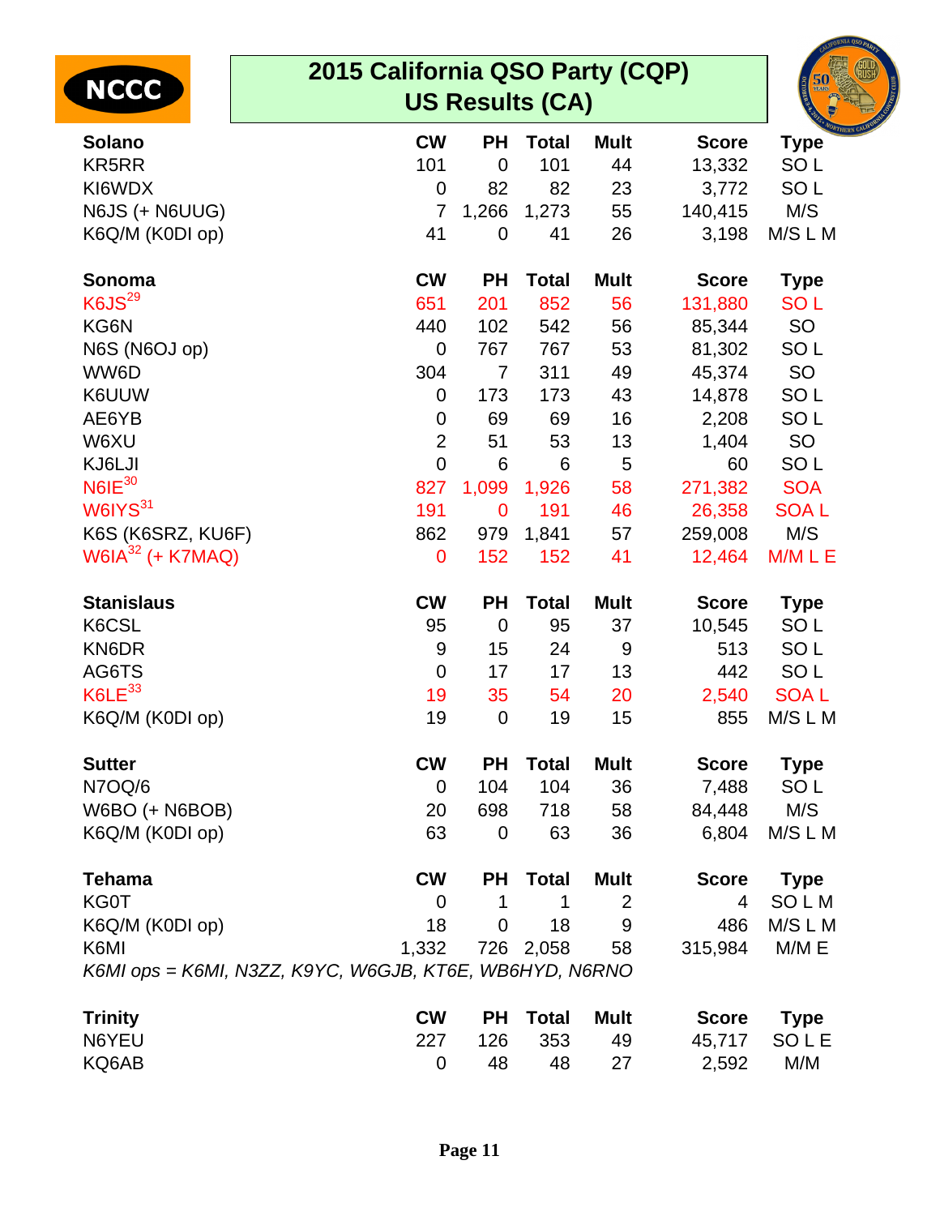# 2015 California QSO Party (CQP)
## US Results (CA)

| Solano | CW | PH | Total | Mult | Score | Type |
|---|---|---|---|---|---|---|
| KR5RR | 101 | 0 | 101 | 44 | 13,332 | SO L |
| KI6WDX | 0 | 82 | 82 | 23 | 3,772 | SO L |
| N6JS (+ N6UUG) | 7 | 1,266 | 1,273 | 55 | 140,415 | M/S |
| K6Q/M (K0DI op) | 41 | 0 | 41 | 26 | 3,198 | M/S L M |

| Sonoma | CW | PH | Total | Mult | Score | Type |
|---|---|---|---|---|---|---|
| K6JS[29] | 651 | 201 | 852 | 56 | 131,880 | SO L |
| KG6N | 440 | 102 | 542 | 56 | 85,344 | SO |
| N6S (N6OJ op) | 0 | 767 | 767 | 53 | 81,302 | SO L |
| WW6D | 304 | 7 | 311 | 49 | 45,374 | SO |
| K6UUW | 0 | 173 | 173 | 43 | 14,878 | SO L |
| AE6YB | 0 | 69 | 69 | 16 | 2,208 | SO L |
| W6XU | 2 | 51 | 53 | 13 | 1,404 | SO |
| KJ6LJI | 0 | 6 | 6 | 5 | 60 | SO L |
| N6IE[30] | 827 | 1,099 | 1,926 | 58 | 271,382 | SOA |
| W6IYS[31] | 191 | 0 | 191 | 46 | 26,358 | SOA L |
| K6S (K6SRZ, KU6F) | 862 | 979 | 1,841 | 57 | 259,008 | M/S |
| W6IA[32] (+ K7MAQ) | 0 | 152 | 152 | 41 | 12,464 | M/M L E |

| Stanislaus | CW | PH | Total | Mult | Score | Type |
|---|---|---|---|---|---|---|
| K6CSL | 95 | 0 | 95 | 37 | 10,545 | SO L |
| KN6DR | 9 | 15 | 24 | 9 | 513 | SO L |
| AG6TS | 0 | 17 | 17 | 13 | 442 | SO L |
| K6LE[33] | 19 | 35 | 54 | 20 | 2,540 | SOA L |
| K6Q/M (K0DI op) | 19 | 0 | 19 | 15 | 855 | M/S L M |

| Sutter | CW | PH | Total | Mult | Score | Type |
|---|---|---|---|---|---|---|
| N7OQ/6 | 0 | 104 | 104 | 36 | 7,488 | SO L |
| W6BO (+ N6BOB) | 20 | 698 | 718 | 58 | 84,448 | M/S |
| K6Q/M (K0DI op) | 63 | 0 | 63 | 36 | 6,804 | M/S L M |

| Tehama | CW | PH | Total | Mult | Score | Type |
|---|---|---|---|---|---|---|
| KG0T | 0 | 1 | 1 | 2 | 4 | SO L M |
| K6Q/M (K0DI op) | 18 | 0 | 18 | 9 | 486 | M/S L M |
| K6MI | 1,332 | 726 | 2,058 | 58 | 315,984 | M/M E |

*K6MI ops = K6MI, N3ZZ, K9YC, W6GJB, KT6E, WB6HYD, N6RNO*

| Trinity | CW | PH | Total | Mult | Score | Type |
|---|---|---|---|---|---|---|
| N6YEU | 227 | 126 | 353 | 49 | 45,717 | SO L E |
| KQ6AB | 0 | 48 | 48 | 27 | 2,592 | M/M |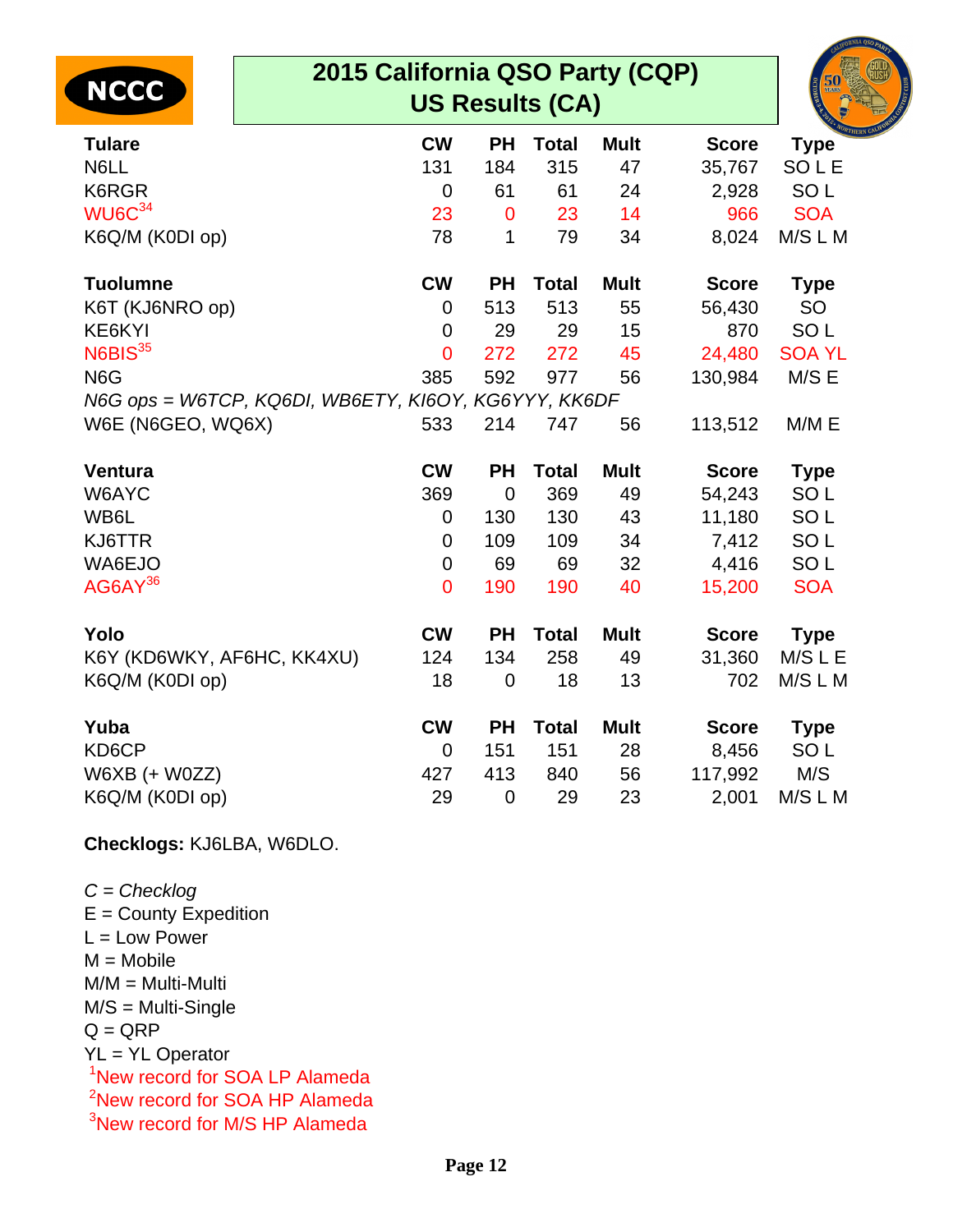# 2015 California QSO Party (CQP)
## US Results (CA)

| Tulare | CW | PH | Total | Mult | Score | Type |
|---|---|---|---|---|---|---|
| N6LL | 131 | 184 | 315 | 47 | 35,767 | SO L E |
| K6RGR | 0 | 61 | 61 | 24 | 2,928 | SO L |
| WU6C[34] | 23 | 0 | 23 | 14 | 966 | SOA |
| K6Q/M (K0DI op) | 78 | 1 | 79 | 34 | 8,024 | M/S L M |

| Tuolumne | CW | PH | Total | Mult | Score | Type |
|---|---|---|---|---|---|---|
| K6T (KJ6NRO op) | 0 | 513 | 513 | 55 | 56,430 | SO |
| KE6KYI | 0 | 29 | 29 | 15 | 870 | SO L |
| N6BIS[35] | 0 | 272 | 272 | 45 | 24,480 | SOA YL |
| N6G | 385 | 592 | 977 | 56 | 130,984 | M/S E |
| *N6G ops = W6TCP, KQ6DI, WB6ETY, KI6OY, KG6YYY, KK6DF* | | | | | | |
| W6E (N6GEO, WQ6X) | 533 | 214 | 747 | 56 | 113,512 | M/M E |

| Ventura | CW | PH | Total | Mult | Score | Type |
|---|---|---|---|---|---|---|
| W6AYC | 369 | 0 | 369 | 49 | 54,243 | SO L |
| WB6L | 0 | 130 | 130 | 43 | 11,180 | SO L |
| KJ6TTR | 0 | 109 | 109 | 34 | 7,412 | SO L |
| WA6EJO | 0 | 69 | 69 | 32 | 4,416 | SO L |
| AG6AY[36] | 0 | 190 | 190 | 40 | 15,200 | SOA |

| Yolo | CW | PH | Total | Mult | Score | Type |
|---|---|---|---|---|---|---|
| K6Y (KD6WKY, AF6HC, KK4XU) | 124 | 134 | 258 | 49 | 31,360 | M/S L E |
| K6Q/M (K0DI op) | 18 | 0 | 18 | 13 | 702 | M/S L M |

| Yuba | CW | PH | Total | Mult | Score | Type |
|---|---|---|---|---|---|---|
| KD6CP | 0 | 151 | 151 | 28 | 8,456 | SO L |
| W6XB (+ W0ZZ) | 427 | 413 | 840 | 56 | 117,992 | M/S |
| K6Q/M (K0DI op) | 29 | 0 | 29 | 23 | 2,001 | M/S L M |

**Checklogs:** KJ6LBA, W6DLO.

*C = Checklog*
E = County Expedition
L = Low Power
M = Mobile
M/M = Multi-Multi
M/S = Multi-Single
Q = QRP
YL = YL Operator
[1]New record for SOA LP Alameda
[2]New record for SOA HP Alameda
[3]New record for M/S HP Alameda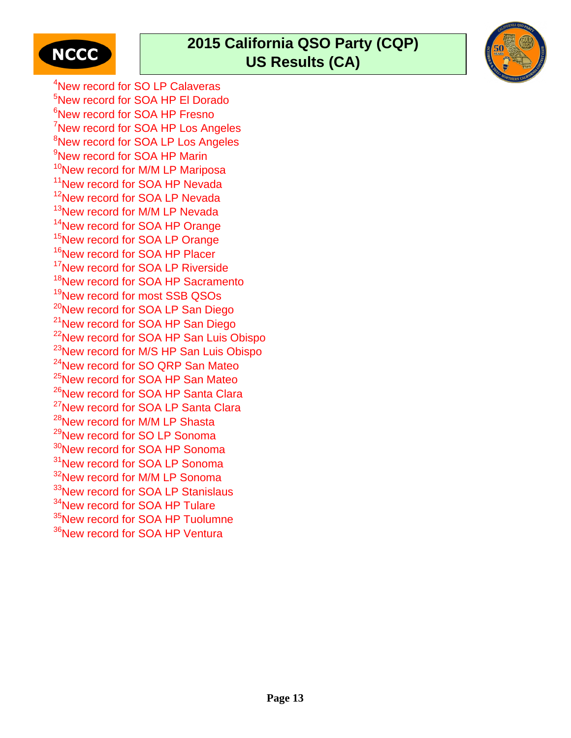# 2015 California QSO Party (CQP)
## US Results (CA)

[4]New record for SO LP Calaveras
[5]New record for SOA HP El Dorado
[6]New record for SOA HP Fresno
[7]New record for SOA HP Los Angeles
[8]New record for SOA LP Los Angeles
[9]New record for SOA HP Marin
[10]New record for M/M LP Mariposa
[11]New record for SOA HP Nevada
[12]New record for SOA LP Nevada
[13]New record for M/M LP Nevada
[14]New record for SOA HP Orange
[15]New record for SOA LP Orange
[16]New record for SOA HP Placer
[17]New record for SOA LP Riverside
[18]New record for SOA HP Sacramento
[19]New record for most SSB QSOs
[20]New record for SOA LP San Diego
[21]New record for SOA HP San Diego
[22]New record for SOA HP San Luis Obispo
[23]New record for M/S HP San Luis Obispo
[24]New record for SO QRP San Mateo
[25]New record for SOA HP San Mateo
[26]New record for SOA HP Santa Clara
[27]New record for SOA LP Santa Clara
[28]New record for M/M LP Shasta
[29]New record for SO LP Sonoma
[30]New record for SOA HP Sonoma
[31]New record for SOA LP Sonoma
[32]New record for M/M LP Sonoma
[33]New record for SOA LP Stanislaus
[34]New record for SOA HP Tulare
[35]New record for SOA HP Tuolumne
[36]New record for SOA HP Ventura